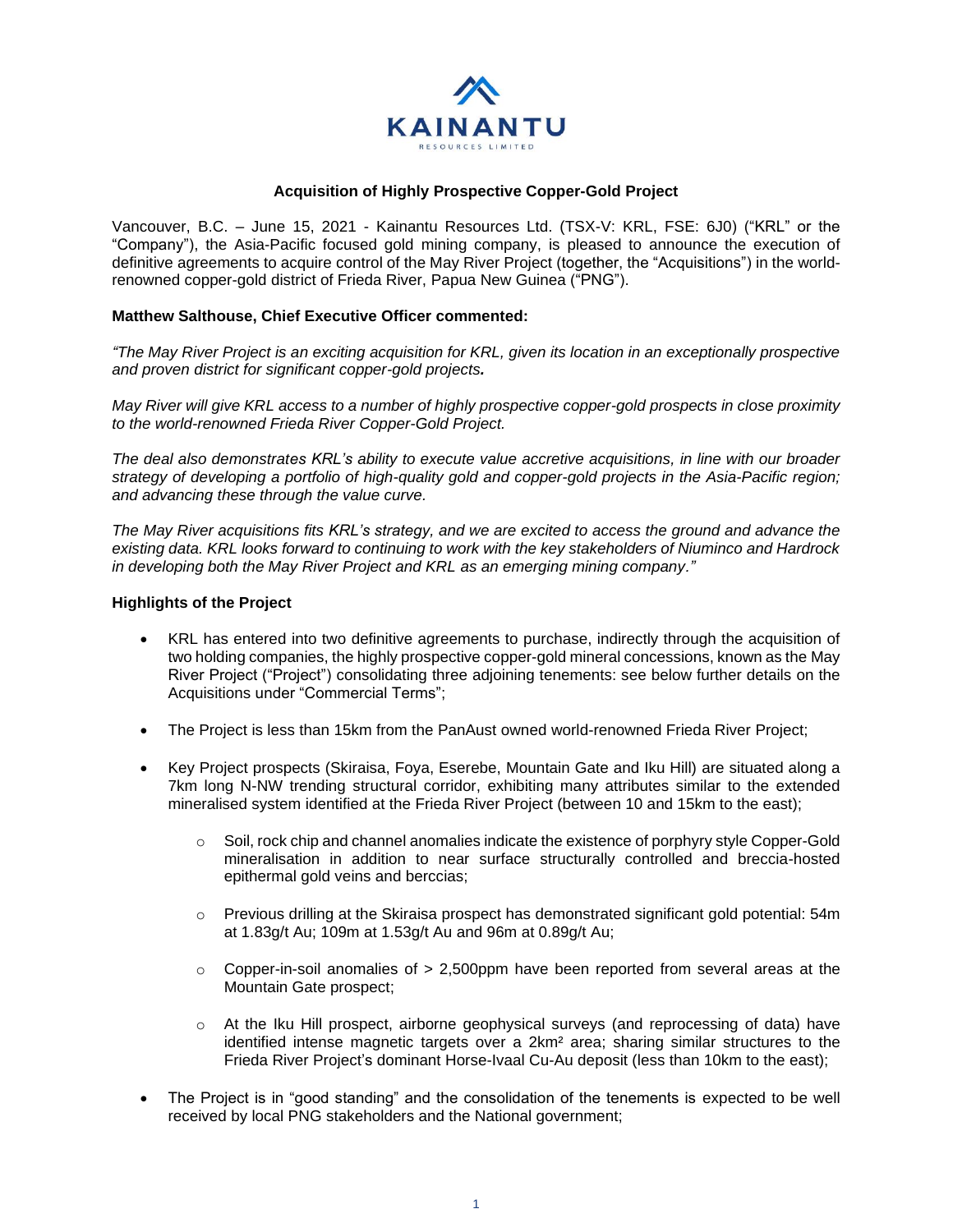KAINANTU

RESOURCES LIMITED

**Acquisition of Highly Prospective Copper-Gold Project**

Vancouver, B.C. – June 15, 2021 - Kainantu Resources Ltd. (TSX-V: KRL, FSE: 6J0) ("KRL" or the "Company"), the Asia-Pacific focused gold mining company, is pleased to announce the execution of definitive agreements to acquire control of the May River Project (together, the "Acquisitions") in the world-renowned copper-gold district of Frieda River, Papua New Guinea ("PNG").

**Matthew Salthouse, Chief Executive Officer commented:**

*"The May River Project is an exciting acquisition for KRL, given its location in an exceptionally prospective and proven district for significant copper-gold projects.*

*May River will give KRL access to a number of highly prospective copper-gold prospects in close proximity to the world-renowned Frieda River Copper-Gold Project.*

*The deal also demonstrates KRL's ability to execute value accretive acquisitions, in line with our broader strategy of developing a portfolio of high-quality gold and copper-gold projects in the Asia-Pacific region; and advancing these through the value curve.*

*The May River acquisitions fits KRL's strategy, and we are excited to access the ground and advance the existing data. KRL looks forward to continuing to work with the key stakeholders of Niuminco and Hardrock in developing both the May River Project and KRL as an emerging mining company."*

**Highlights of the Project**

- KRL has entered into two definitive agreements to purchase, indirectly through the acquisition of two holding companies, the highly prospective copper-gold mineral concessions, known as the May River Project ("Project") consolidating three adjoining tenements: see below further details on the Acquisitions under "Commercial Terms";
- The Project is less than 15km from the PanAust owned world-renowned Frieda River Project;
- Key Project prospects (Skiraisa, Foya, Eserebe, Mountain Gate and Iku Hill) are situated along a 7km long N-NW trending structural corridor, exhibiting many attributes similar to the extended mineralised system identified at the Frieda River Project (between 10 and 15km to the east);
  - Soil, rock chip and channel anomalies indicate the existence of porphyry style Copper-Gold mineralisation in addition to near surface structurally controlled and breccia-hosted epithermal gold veins and berccias;
  - Previous drilling at the Skiraisa prospect has demonstrated significant gold potential: 54m at 1.83g/t Au; 109m at 1.53g/t Au and 96m at 0.89g/t Au;
  - Copper-in-soil anomalies of > 2,500ppm have been reported from several areas at the Mountain Gate prospect;
  - At the Iku Hill prospect, airborne geophysical surveys (and reprocessing of data) have identified intense magnetic targets over a 2km² area; sharing similar structures to the Frieda River Project's dominant Horse-Ivaal Cu-Au deposit (less than 10km to the east);
- The Project is in "good standing" and the consolidation of the tenements is expected to be well received by local PNG stakeholders and the National government;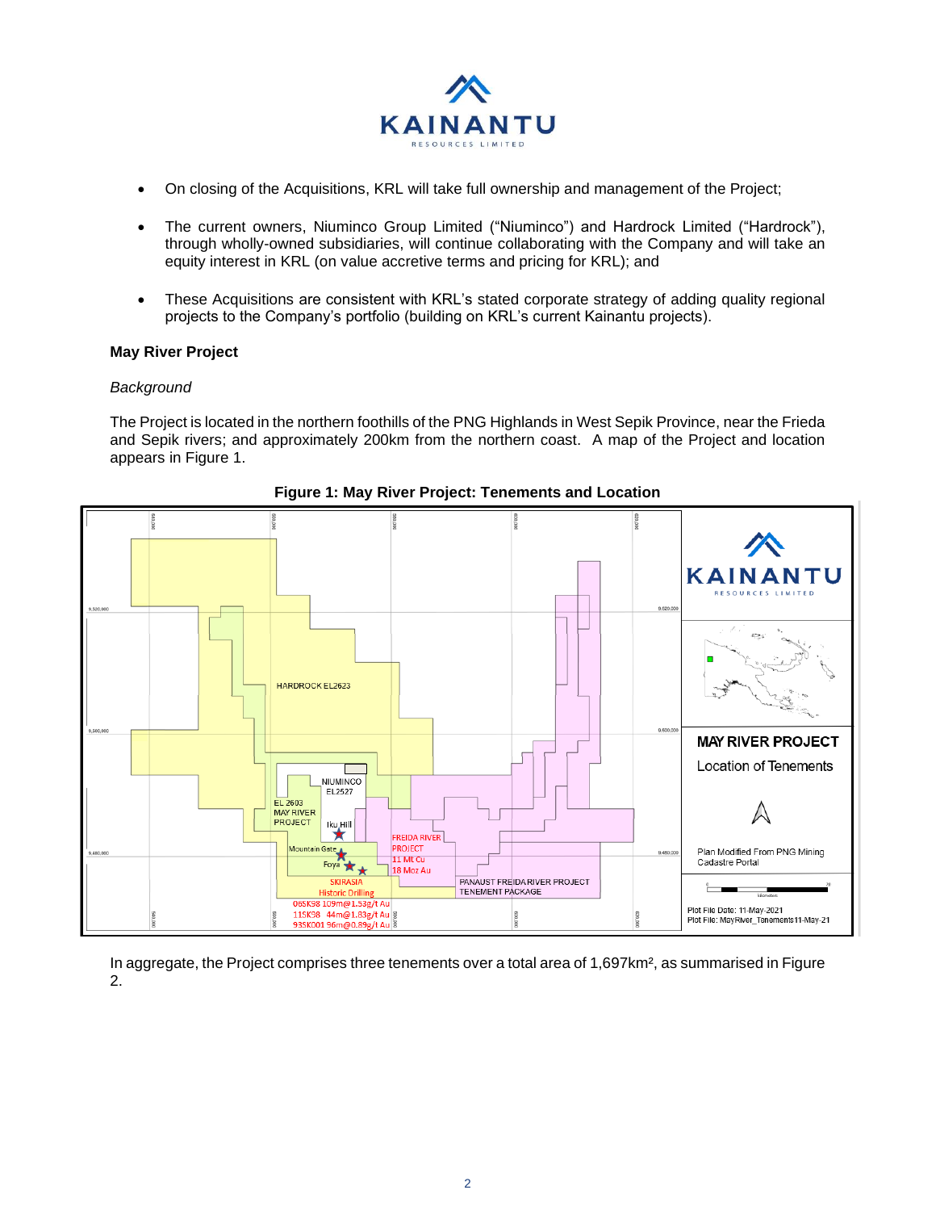- On closing of the Acquisitions, KRL will take full ownership and management of the Project;
- The current owners, Niuminco Group Limited ("Niuminco") and Hardrock Limited ("Hardrock"), through wholly-owned subsidiaries, will continue collaborating with the Company and will take an equity interest in KRL (on value accretive terms and pricing for KRL); and
- These Acquisitions are consistent with KRL's stated corporate strategy of adding quality regional projects to the Company's portfolio (building on KRL's current Kainantu projects).

**May River Project**

*Background*

The Project is located in the northern foothills of the PNG Highlands in West Sepik Province, near the Frieda and Sepik rivers; and approximately 200km from the northern coast. A map of the Project and location appears in Figure 1.

**Figure 1: May River Project: Tenements and Location**

In aggregate, the Project comprises three tenements over a total area of 1,697km², as summarised in Figure 2.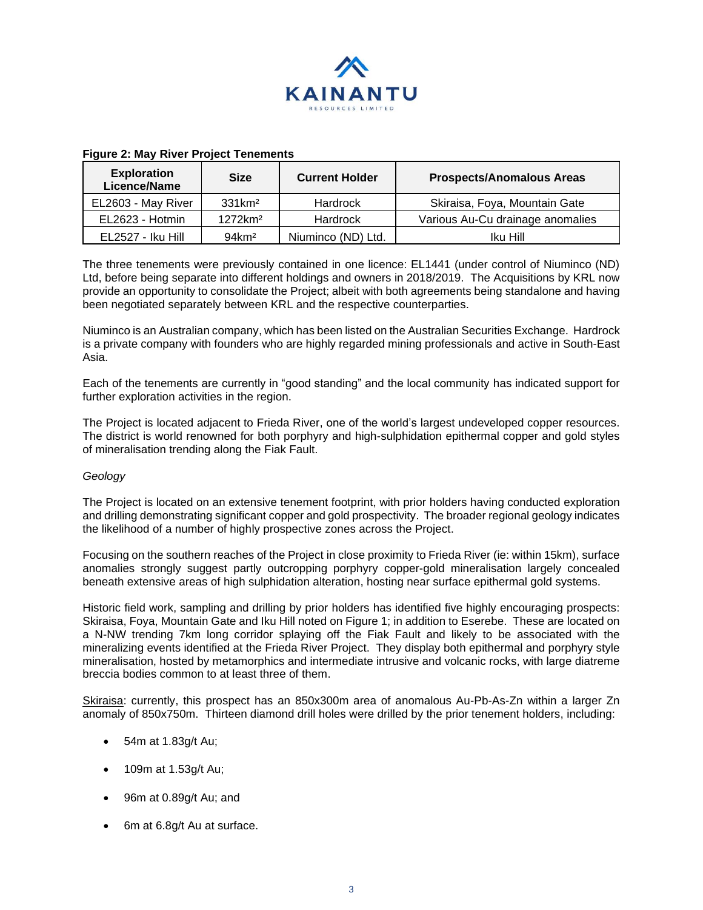**Figure 2: May River Project Tenements**

| Exploration Licence/Name | Size | Current Holder | Prospects/Anomalous Areas |
|---|---|---|---|
| EL2603 - May River | 331km² | Hardrock | Skiraisa, Foya, Mountain Gate |
| EL2623 - Hotmin | 1272km² | Hardrock | Various Au-Cu drainage anomalies |
| EL2527 - Iku Hill | 94km² | Niuminco (ND) Ltd. | Iku Hill |

The three tenements were previously contained in one licence: EL1441 (under control of Niuminco (ND) Ltd, before being separate into different holdings and owners in 2018/2019. The Acquisitions by KRL now provide an opportunity to consolidate the Project; albeit with both agreements being standalone and having been negotiated separately between KRL and the respective counterparties.

Niuminco is an Australian company, which has been listed on the Australian Securities Exchange. Hardrock is a private company with founders who are highly regarded mining professionals and active in South-East Asia.

Each of the tenements are currently in "good standing" and the local community has indicated support for further exploration activities in the region.

The Project is located adjacent to Frieda River, one of the world's largest undeveloped copper resources. The district is world renowned for both porphyry and high-sulphidation epithermal copper and gold styles of mineralisation trending along the Fiak Fault.

*Geology*

The Project is located on an extensive tenement footprint, with prior holders having conducted exploration and drilling demonstrating significant copper and gold prospectivity. The broader regional geology indicates the likelihood of a number of highly prospective zones across the Project.

Focusing on the southern reaches of the Project in close proximity to Frieda River (ie: within 15km), surface anomalies strongly suggest partly outcropping porphyry copper-gold mineralisation largely concealed beneath extensive areas of high sulphidation alteration, hosting near surface epithermal gold systems.

Historic field work, sampling and drilling by prior holders has identified five highly encouraging prospects: Skiraisa, Foya, Mountain Gate and Iku Hill noted on Figure 1; in addition to Eserebe. These are located on a N-NW trending 7km long corridor splaying off the Fiak Fault and likely to be associated with the mineralizing events identified at the Frieda River Project. They display both epithermal and porphyry style mineralisation, hosted by metamorphics and intermediate intrusive and volcanic rocks, with large diatreme breccia bodies common to at least three of them.

<u>Skiraisa</u>: currently, this prospect has an 850x300m area of anomalous Au-Pb-As-Zn within a larger Zn anomaly of 850x750m. Thirteen diamond drill holes were drilled by the prior tenement holders, including:

- 54m at 1.83g/t Au;
- 109m at 1.53g/t Au;
- 96m at 0.89g/t Au; and
- 6m at 6.8g/t Au at surface.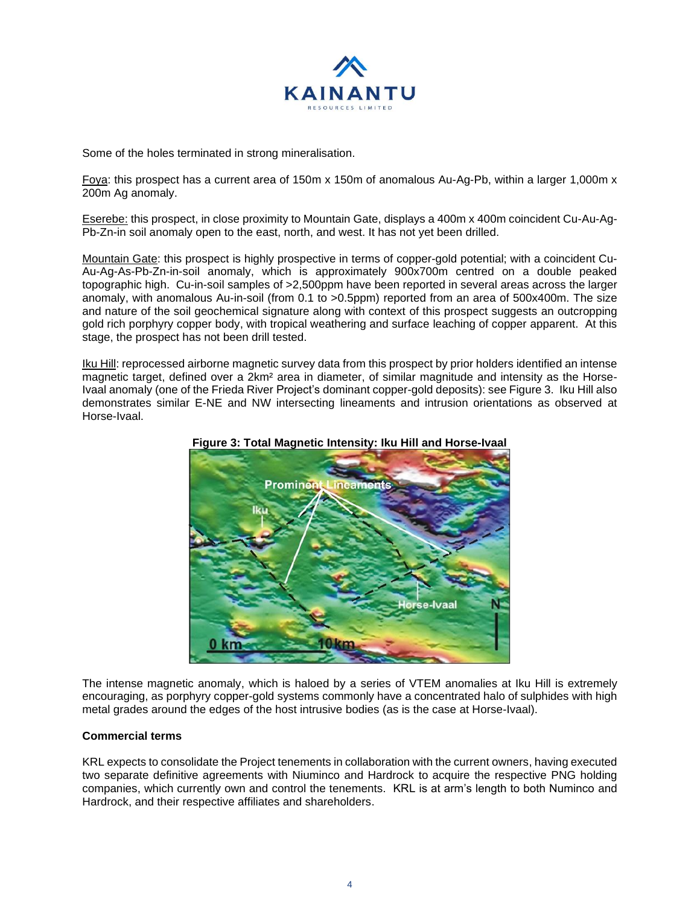Some of the holes terminated in strong mineralisation.

Foya: this prospect has a current area of 150m x 150m of anomalous Au-Ag-Pb, within a larger 1,000m x 200m Ag anomaly.

Eserebe: this prospect, in close proximity to Mountain Gate, displays a 400m x 400m coincident Cu-Au-Ag-Pb-Zn-in soil anomaly open to the east, north, and west. It has not yet been drilled.

Mountain Gate: this prospect is highly prospective in terms of copper-gold potential; with a coincident Cu-Au-Ag-As-Pb-Zn-in-soil anomaly, which is approximately 900x700m centred on a double peaked topographic high. Cu-in-soil samples of >2,500ppm have been reported in several areas across the larger anomaly, with anomalous Au-in-soil (from 0.1 to >0.5ppm) reported from an area of 500x400m. The size and nature of the soil geochemical signature along with context of this prospect suggests an outcropping gold rich porphyry copper body, with tropical weathering and surface leaching of copper apparent. At this stage, the prospect has not been drill tested.

Iku Hill: reprocessed airborne magnetic survey data from this prospect by prior holders identified an intense magnetic target, defined over a 2km² area in diameter, of similar magnitude and intensity as the Horse-Ivaal anomaly (one of the Frieda River Project's dominant copper-gold deposits): see Figure 3. Iku Hill also demonstrates similar E-NE and NW intersecting lineaments and intrusion orientations as observed at Horse-Ivaal.

**Figure 3: Total Magnetic Intensity: Iku Hill and Horse-Ivaal**

The intense magnetic anomaly, which is haloed by a series of VTEM anomalies at Iku Hill is extremely encouraging, as porphyry copper-gold systems commonly have a concentrated halo of sulphides with high metal grades around the edges of the host intrusive bodies (as is the case at Horse-Ivaal).

**Commercial terms**

KRL expects to consolidate the Project tenements in collaboration with the current owners, having executed two separate definitive agreements with Niuminco and Hardrock to acquire the respective PNG holding companies, which currently own and control the tenements. KRL is at arm's length to both Numinco and Hardrock, and their respective affiliates and shareholders.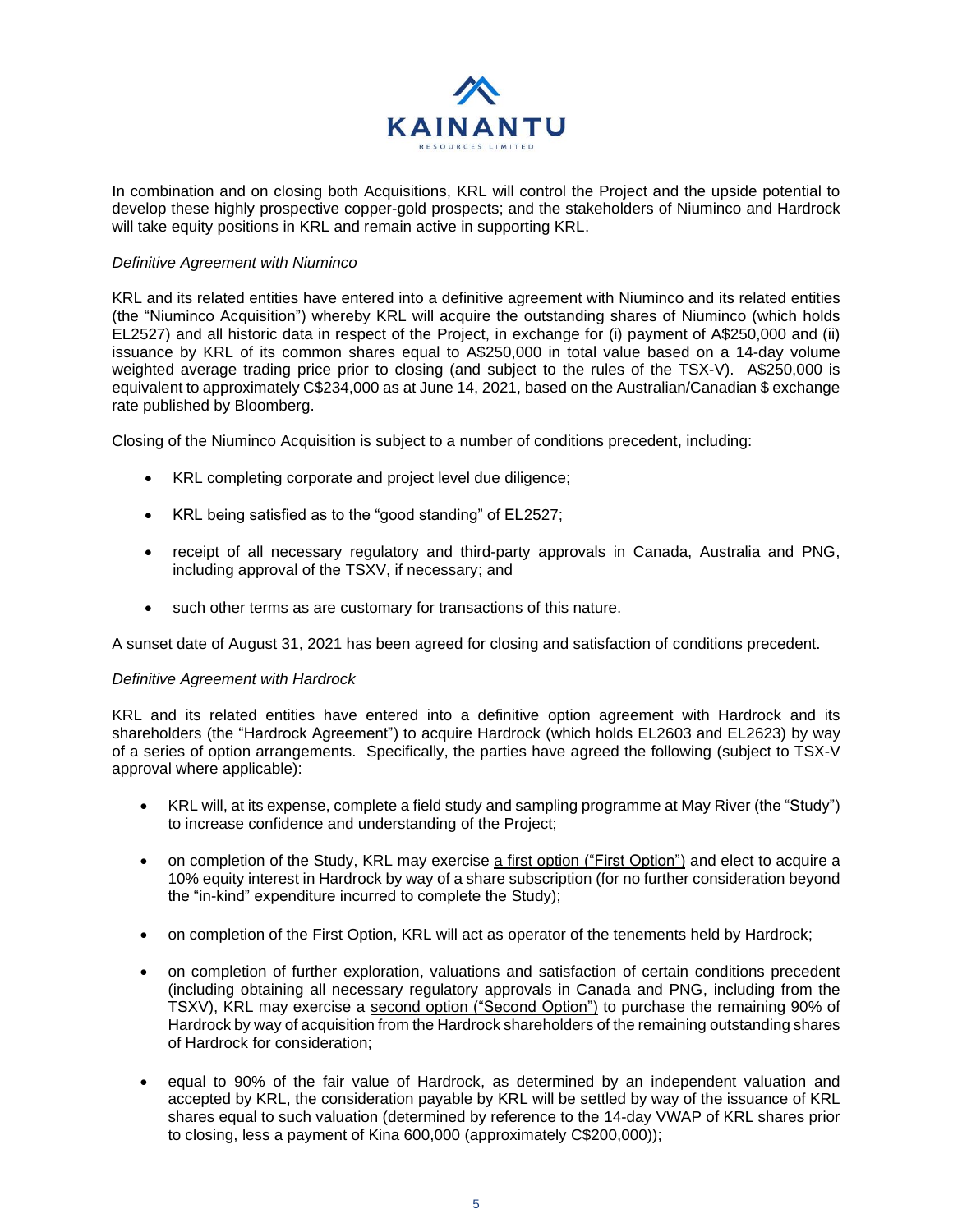In combination and on closing both Acquisitions, KRL will control the Project and the upside potential to develop these highly prospective copper-gold prospects; and the stakeholders of Niuminco and Hardrock will take equity positions in KRL and remain active in supporting KRL.

*Definitive Agreement with Niuminco*

KRL and its related entities have entered into a definitive agreement with Niuminco and its related entities (the "Niuminco Acquisition") whereby KRL will acquire the outstanding shares of Niuminco (which holds EL2527) and all historic data in respect of the Project, in exchange for (i) payment of A$250,000 and (ii) issuance by KRL of its common shares equal to A$250,000 in total value based on a 14-day volume weighted average trading price prior to closing (and subject to the rules of the TSX-V). A$250,000 is equivalent to approximately C$234,000 as at June 14, 2021, based on the Australian/Canadian $ exchange rate published by Bloomberg.

Closing of the Niuminco Acquisition is subject to a number of conditions precedent, including:

- KRL completing corporate and project level due diligence;
- KRL being satisfied as to the "good standing" of EL2527;
- receipt of all necessary regulatory and third-party approvals in Canada, Australia and PNG, including approval of the TSXV, if necessary; and
- such other terms as are customary for transactions of this nature.

A sunset date of August 31, 2021 has been agreed for closing and satisfaction of conditions precedent.

*Definitive Agreement with Hardrock*

KRL and its related entities have entered into a definitive option agreement with Hardrock and its shareholders (the "Hardrock Agreement") to acquire Hardrock (which holds EL2603 and EL2623) by way of a series of option arrangements. Specifically, the parties have agreed the following (subject to TSX-V approval where applicable):

- KRL will, at its expense, complete a field study and sampling programme at May River (the "Study") to increase confidence and understanding of the Project;
- on completion of the Study, KRL may exercise a first option ("First Option") and elect to acquire a 10% equity interest in Hardrock by way of a share subscription (for no further consideration beyond the "in-kind" expenditure incurred to complete the Study);
- on completion of the First Option, KRL will act as operator of the tenements held by Hardrock;
- on completion of further exploration, valuations and satisfaction of certain conditions precedent (including obtaining all necessary regulatory approvals in Canada and PNG, including from the TSXV), KRL may exercise a second option ("Second Option") to purchase the remaining 90% of Hardrock by way of acquisition from the Hardrock shareholders of the remaining outstanding shares of Hardrock for consideration;
- equal to 90% of the fair value of Hardrock, as determined by an independent valuation and accepted by KRL, the consideration payable by KRL will be settled by way of the issuance of KRL shares equal to such valuation (determined by reference to the 14-day VWAP of KRL shares prior to closing, less a payment of Kina 600,000 (approximately C$200,000));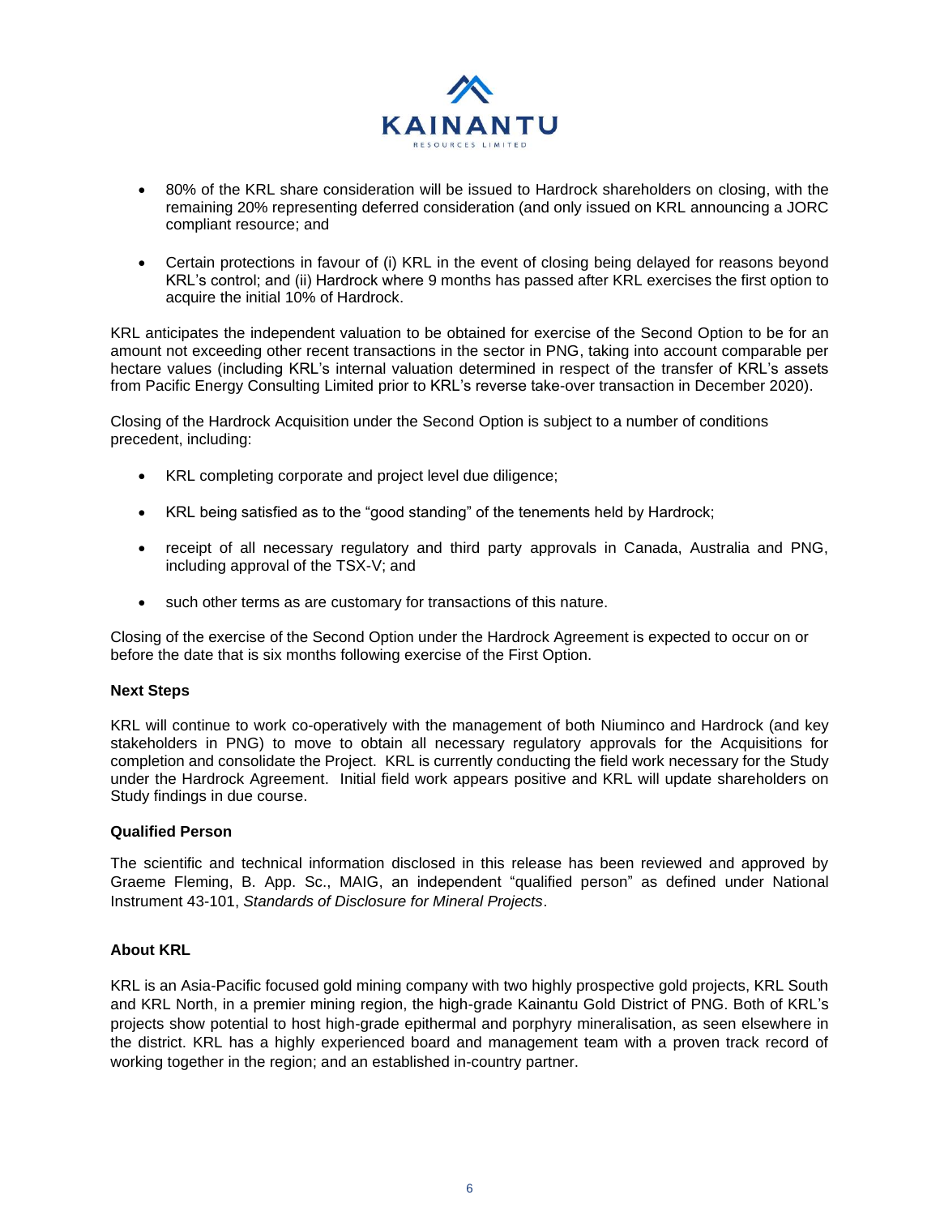- 80% of the KRL share consideration will be issued to Hardrock shareholders on closing, with the remaining 20% representing deferred consideration (and only issued on KRL announcing a JORC compliant resource; and
- Certain protections in favour of (i) KRL in the event of closing being delayed for reasons beyond KRL's control; and (ii) Hardrock where 9 months has passed after KRL exercises the first option to acquire the initial 10% of Hardrock.

KRL anticipates the independent valuation to be obtained for exercise of the Second Option to be for an amount not exceeding other recent transactions in the sector in PNG, taking into account comparable per hectare values (including KRL's internal valuation determined in respect of the transfer of KRL's assets from Pacific Energy Consulting Limited prior to KRL's reverse take-over transaction in December 2020).

Closing of the Hardrock Acquisition under the Second Option is subject to a number of conditions precedent, including:

- KRL completing corporate and project level due diligence;
- KRL being satisfied as to the "good standing" of the tenements held by Hardrock;
- receipt of all necessary regulatory and third party approvals in Canada, Australia and PNG, including approval of the TSX-V; and
- such other terms as are customary for transactions of this nature.

Closing of the exercise of the Second Option under the Hardrock Agreement is expected to occur on or before the date that is six months following exercise of the First Option.

**Next Steps**

KRL will continue to work co-operatively with the management of both Niuminco and Hardrock (and key stakeholders in PNG) to move to obtain all necessary regulatory approvals for the Acquisitions for completion and consolidate the Project. KRL is currently conducting the field work necessary for the Study under the Hardrock Agreement. Initial field work appears positive and KRL will update shareholders on Study findings in due course.

**Qualified Person**

The scientific and technical information disclosed in this release has been reviewed and approved by Graeme Fleming, B. App. Sc., MAIG, an independent "qualified person" as defined under National Instrument 43-101, *Standards of Disclosure for Mineral Projects*.

**About KRL**

KRL is an Asia-Pacific focused gold mining company with two highly prospective gold projects, KRL South and KRL North, in a premier mining region, the high-grade Kainantu Gold District of PNG. Both of KRL's projects show potential to host high-grade epithermal and porphyry mineralisation, as seen elsewhere in the district. KRL has a highly experienced board and management team with a proven track record of working together in the region; and an established in-country partner.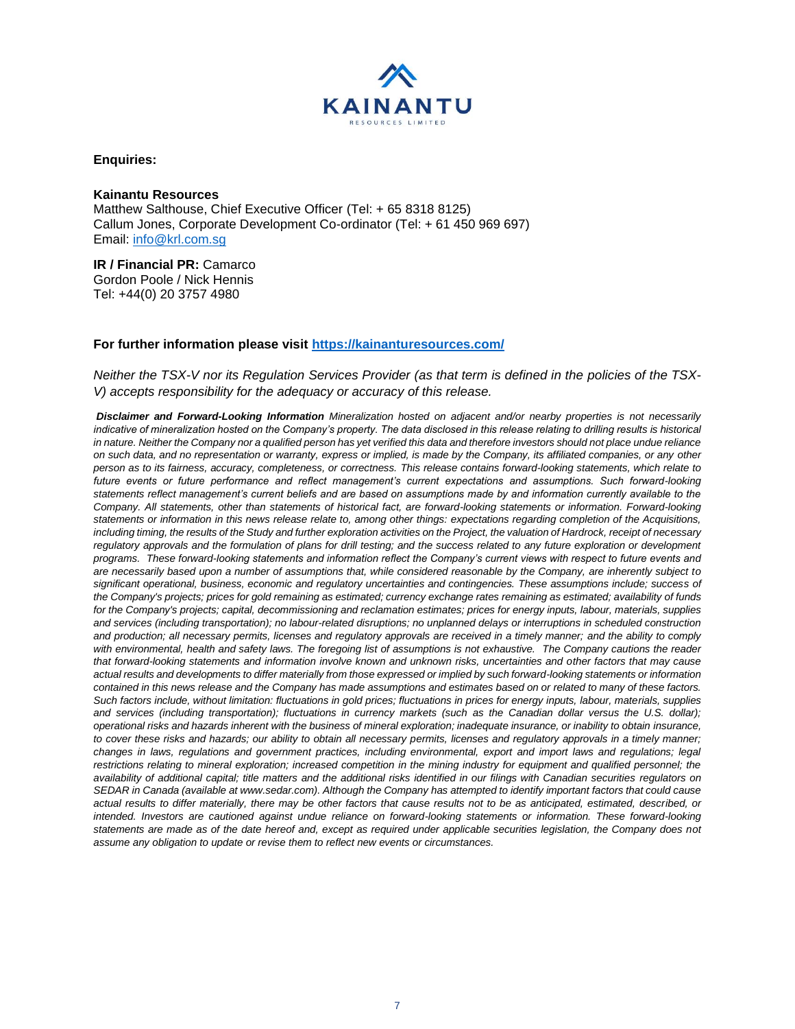**Enquiries:**

**Kainantu Resources**
Matthew Salthouse, Chief Executive Officer (Tel: + 65 8318 8125)
Callum Jones, Corporate Development Co-ordinator (Tel: + 61 450 969 697)
Email: [info@krl.com.sg](mailto:info@krl.com.sg)

**IR / Financial PR:** Camarco
Gordon Poole / Nick Hennis
Tel: +44(0) 20 3757 4980

**For further information please visit [https://kainanturesources.com/](https://kainanturesources.com/)**

*Neither the TSX-V nor its Regulation Services Provider (as that term is defined in the policies of the TSX-V) accepts responsibility for the adequacy or accuracy of this release.*

***Disclaimer and Forward-Looking Information*** *Mineralization hosted on adjacent and/or nearby properties is not necessarily indicative of mineralization hosted on the Company's property. The data disclosed in this release relating to drilling results is historical in nature. Neither the Company nor a qualified person has yet verified this data and therefore investors should not place undue reliance on such data, and no representation or warranty, express or implied, is made by the Company, its affiliated companies, or any other person as to its fairness, accuracy, completeness, or correctness. This release contains forward-looking statements, which relate to future events or future performance and reflect management's current expectations and assumptions. Such forward-looking statements reflect management's current beliefs and are based on assumptions made by and information currently available to the Company. All statements, other than statements of historical fact, are forward-looking statements or information. Forward-looking statements or information in this news release relate to, among other things: expectations regarding completion of the Acquisitions, including timing, the results of the Study and further exploration activities on the Project, the valuation of Hardrock, receipt of necessary regulatory approvals and the formulation of plans for drill testing; and the success related to any future exploration or development programs. These forward-looking statements and information reflect the Company's current views with respect to future events and are necessarily based upon a number of assumptions that, while considered reasonable by the Company, are inherently subject to significant operational, business, economic and regulatory uncertainties and contingencies. These assumptions include; success of the Company's projects; prices for gold remaining as estimated; currency exchange rates remaining as estimated; availability of funds for the Company's projects; capital, decommissioning and reclamation estimates; prices for energy inputs, labour, materials, supplies and services (including transportation); no labour-related disruptions; no unplanned delays or interruptions in scheduled construction and production; all necessary permits, licenses and regulatory approvals are received in a timely manner; and the ability to comply with environmental, health and safety laws. The foregoing list of assumptions is not exhaustive. The Company cautions the reader that forward-looking statements and information involve known and unknown risks, uncertainties and other factors that may cause actual results and developments to differ materially from those expressed or implied by such forward-looking statements or information contained in this news release and the Company has made assumptions and estimates based on or related to many of these factors. Such factors include, without limitation: fluctuations in gold prices; fluctuations in prices for energy inputs, labour, materials, supplies and services (including transportation); fluctuations in currency markets (such as the Canadian dollar versus the U.S. dollar); operational risks and hazards inherent with the business of mineral exploration; inadequate insurance, or inability to obtain insurance, to cover these risks and hazards; our ability to obtain all necessary permits, licenses and regulatory approvals in a timely manner; changes in laws, regulations and government practices, including environmental, export and import laws and regulations; legal restrictions relating to mineral exploration; increased competition in the mining industry for equipment and qualified personnel; the availability of additional capital; title matters and the additional risks identified in our filings with Canadian securities regulators on SEDAR in Canada (available at www.sedar.com). Although the Company has attempted to identify important factors that could cause actual results to differ materially, there may be other factors that cause results not to be as anticipated, estimated, described, or intended. Investors are cautioned against undue reliance on forward-looking statements or information. These forward-looking statements are made as of the date hereof and, except as required under applicable securities legislation, the Company does not assume any obligation to update or revise them to reflect new events or circumstances.*